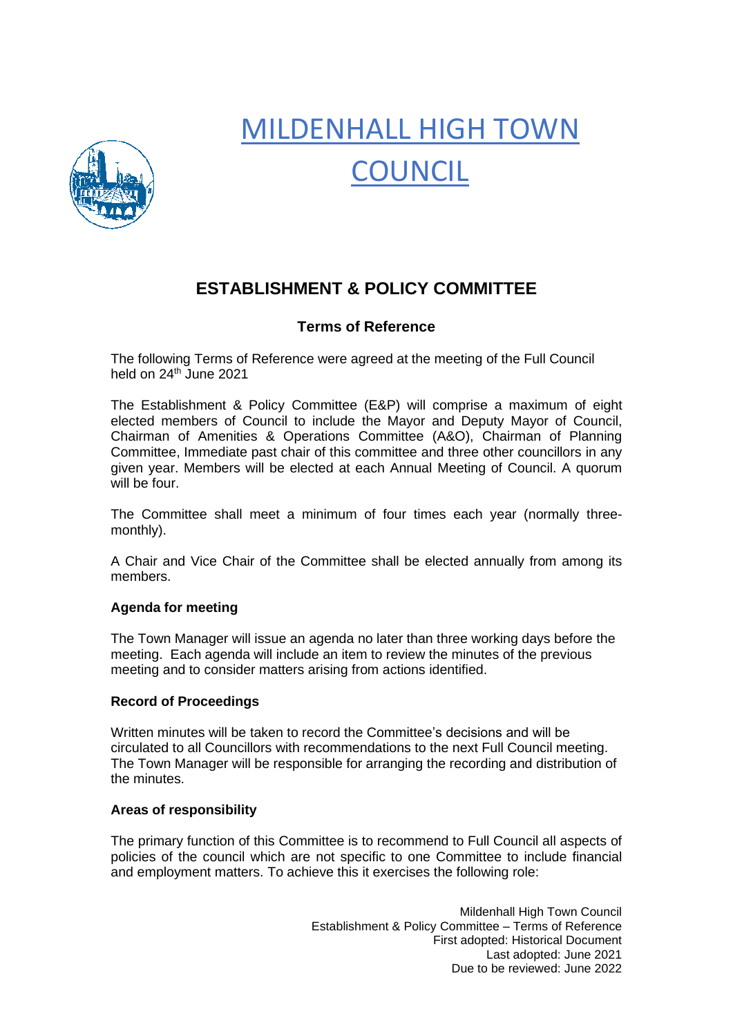# MILDENHALL HIGH TOWN COUNCIL

## ESTABLISHMENT & POLICY COMMITTEE

### Terms of Reference

The following Terms of Reference were agreed at the meeting of the Full Council held on 24th June 2021

The Establishment & Policy Committee (E&P) will comprise a maximum of eight elected members of Council to include the Mayor and Deputy Mayor of Council, Chairman of Amenities & Operations Committee (A&O), Chairman of Planning Committee, Immediate past chair of this committee and three other councillors in any given year. Members will be elected at each Annual Meeting of Council. A quorum will be four.

The Committee shall meet a minimum of four times each year (normally three-monthly).

A Chair and Vice Chair of the Committee shall be elected annually from among its members.

**Agenda for meeting**

The Town Manager will issue an agenda no later than three working days before the meeting. Each agenda will include an item to review the minutes of the previous meeting and to consider matters arising from actions identified.

**Record of Proceedings**

Written minutes will be taken to record the Committee's decisions and will be circulated to all Councillors with recommendations to the next Full Council meeting. The Town Manager will be responsible for arranging the recording and distribution of the minutes.

**Areas of responsibility**

The primary function of this Committee is to recommend to Full Council all aspects of policies of the council which are not specific to one Committee to include financial and employment matters. To achieve this it exercises the following role: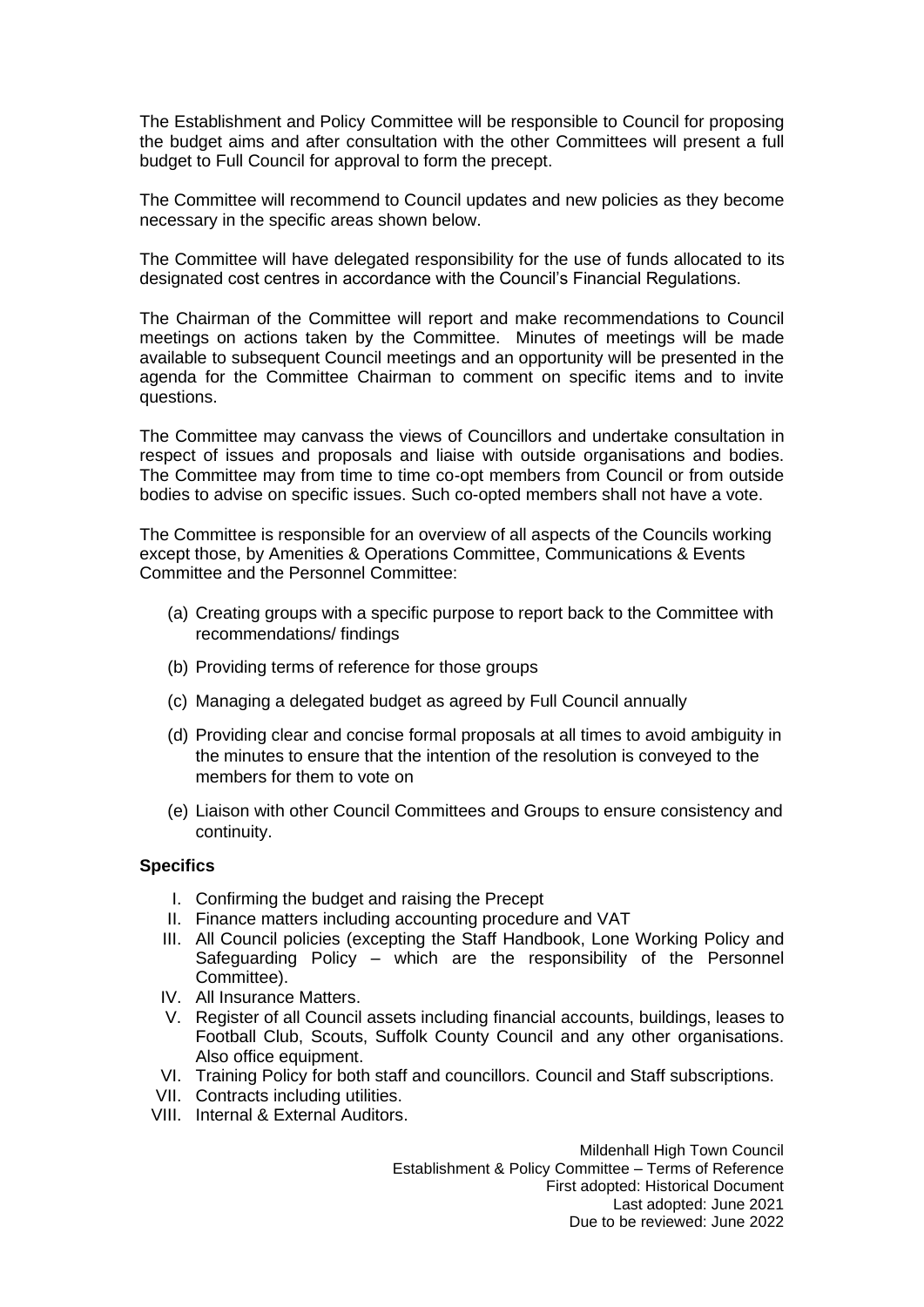The Establishment and Policy Committee will be responsible to Council for proposing the budget aims and after consultation with the other Committees will present a full budget to Full Council for approval to form the precept.

The Committee will recommend to Council updates and new policies as they become necessary in the specific areas shown below.

The Committee will have delegated responsibility for the use of funds allocated to its designated cost centres in accordance with the Council's Financial Regulations.

The Chairman of the Committee will report and make recommendations to Council meetings on actions taken by the Committee. Minutes of meetings will be made available to subsequent Council meetings and an opportunity will be presented in the agenda for the Committee Chairman to comment on specific items and to invite questions.

The Committee may canvass the views of Councillors and undertake consultation in respect of issues and proposals and liaise with outside organisations and bodies. The Committee may from time to time co-opt members from Council or from outside bodies to advise on specific issues. Such co-opted members shall not have a vote.

The Committee is responsible for an overview of all aspects of the Councils working except those, by Amenities & Operations Committee, Communications & Events Committee and the Personnel Committee:

(a) Creating groups with a specific purpose to report back to the Committee with recommendations/ findings

(b) Providing terms of reference for those groups

(c) Managing a delegated budget as agreed by Full Council annually

(d) Providing clear and concise formal proposals at all times to avoid ambiguity in the minutes to ensure that the intention of the resolution is conveyed to the members for them to vote on

(e) Liaison with other Council Committees and Groups to ensure consistency and continuity.

**Specifics**

I. Confirming the budget and raising the Precept
II. Finance matters including accounting procedure and VAT
III. All Council policies (excepting the Staff Handbook, Lone Working Policy and Safeguarding Policy – which are the responsibility of the Personnel Committee).
IV. All Insurance Matters.
V. Register of all Council assets including financial accounts, buildings, leases to Football Club, Scouts, Suffolk County Council and any other organisations. Also office equipment.
VI. Training Policy for both staff and councillors. Council and Staff subscriptions.
VII. Contracts including utilities.
VIII. Internal & External Auditors.

Mildenhall High Town Council
Establishment & Policy Committee – Terms of Reference
First adopted: Historical Document
Last adopted: June 2021
Due to be reviewed: June 2022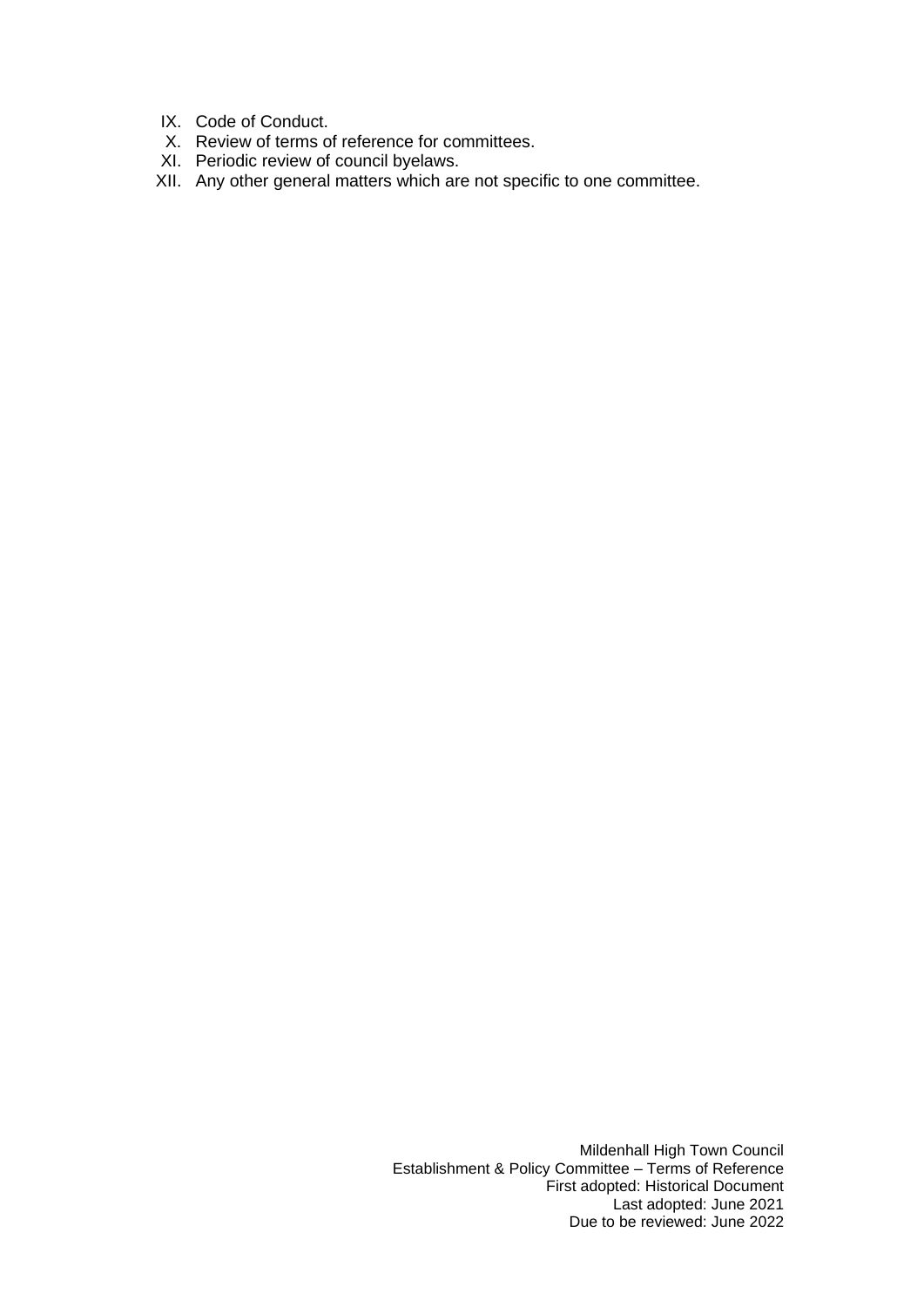IX. Code of Conduct.
X. Review of terms of reference for committees.
XI. Periodic review of council byelaws.
XII. Any other general matters which are not specific to one committee.

Mildenhall High Town Council
Establishment & Policy Committee – Terms of Reference
First adopted: Historical Document
Last adopted: June 2021
Due to be reviewed: June 2022